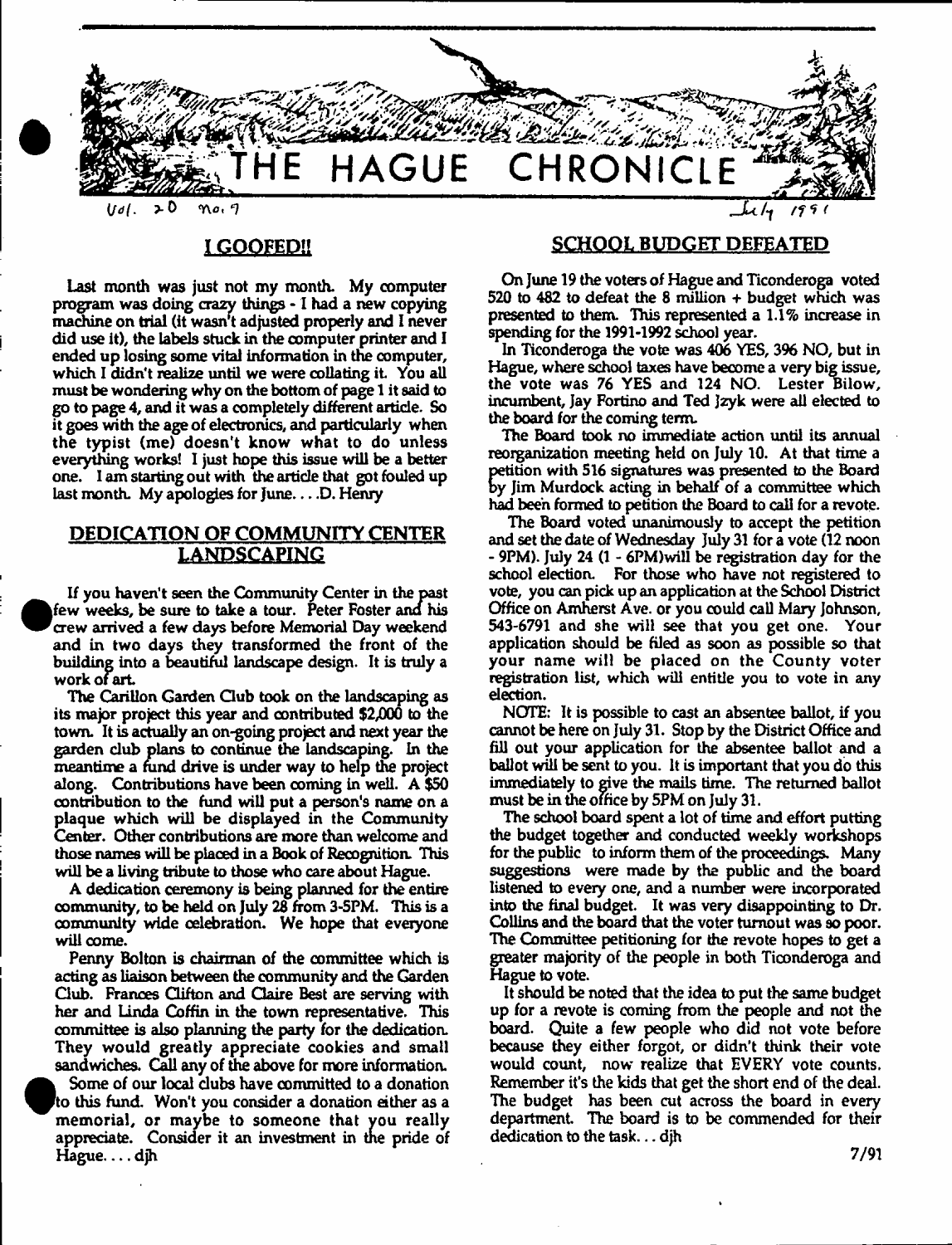# THE HAGUE CHRONICLE

Vol. 20 No. 7 — July 1991

## I GOOFED!!

Last month was just not my month. My computer program was doing crazy things - I had a new copying machine on trial (it wasn't adjusted properly and I never did use it), the labels stuck in the computer printer and I ended up losing some vital information in the computer, which I didn't realize until we were collating it. You all must be wondering why on the bottom of page 1 it said to go to page 4, and it was a completely different article. So it goes with the age of electronics, and particularly when the typist (me) doesn't know what to do unless everything works! I just hope this issue will be a better one. I am starting out with the article that got fouled up last month. My apologies for June. . . .D. Henry

## DEDICATION OF COMMUNITY CENTER LANDSCAPING

If you haven't seen the Community Center in the past few weeks, be sure to take a tour. Peter Foster and his crew arrived a few days before Memorial Day weekend and in two days they transformed the front of the building into a beautiful landscape design. It is truly a work of art.

The Carillon Garden Club took on the landscaping as its major project this year and contributed $2,000 to the town. It is actually an on-going project and next year the garden club plans to continue the landscaping. In the meantime a fund drive is under way to help the project along. Contributions have been coming in well. A $50 contribution to the fund will put a person's name on a plaque which will be displayed in the Community Center. Other contributions are more than welcome and those names will be placed in a Book of Recognition. This will be a living tribute to those who care about Hague.

A dedication ceremony is being planned for the entire community, to be held on July 28 from 3-5PM. This is a community wide celebration. We hope that everyone will come.

Penny Bolton is chairman of the committee which is acting as liaison between the community and the Garden Club. Frances Clifton and Claire Best are serving with her and Linda Coffin in the town representative. This committee is also planning the party for the dedication. They would greatly appreciate cookies and small sandwiches. Call any of the above for more information.

Some of our local clubs have committed to a donation to this fund. Won't you consider a donation either as a memorial, or maybe to someone that you really appreciate. Consider it an investment in the pride of Hague. . . . djh

## SCHOOL BUDGET DEFEATED

On June 19 the voters of Hague and Ticonderoga voted 520 to 482 to defeat the 8 million + budget which was presented to them. This represented a 1.1% increase in spending for the 1991-1992 school year.

In Ticonderoga the vote was 406 YES, 396 NO, but in Hague, where school taxes have become a very big issue, the vote was 76 YES and 124 NO. Lester Bilow, incumbent, Jay Fortino and Ted Jzyk were all elected to the board for the coming term.

The Board took no immediate action until its annual reorganization meeting held on July 10. At that time a petition with 516 signatures was presented to the Board by Jim Murdock acting in behalf of a committee which had been formed to petition the Board to call for a revote.

The Board voted unanimously to accept the petition and set the date of Wednesday July 31 for a vote (12 noon - 9PM). July 24 (1 - 6PM) will be registration day for the school election. For those who have not registered to vote, you can pick up an application at the School District Office on Amherst Ave. or you could call Mary Johnson, 543-6791 and she will see that you get one. Your application should be filed as soon as possible so that your name will be placed on the County voter registration list, which will entitle you to vote in any election.

NOTE: It is possible to cast an absentee ballot, if you cannot be here on July 31. Stop by the District Office and fill out your application for the absentee ballot and a ballot will be sent to you. It is important that you do this immediately to give the mails time. The returned ballot must be in the office by 5PM on July 31.

The school board spent a lot of time and effort putting the budget together and conducted weekly workshops for the public to inform them of the proceedings. Many suggestions were made by the public and the board listened to every one, and a number were incorporated into the final budget. It was very disappointing to Dr. Collins and the board that the voter turnout was so poor. The Committee petitioning for the revote hopes to get a greater majority of the people in both Ticonderoga and Hague to vote.

It should be noted that the idea to put the same budget up for a revote is coming from the people and not the board. Quite a few people who did not vote before because they either forgot, or didn't think their vote would count, now realize that EVERY vote counts. Remember it's the kids that get the short end of the deal. The budget has been cut across the board in every department. The board is to be commended for their dedication to the task. . . djh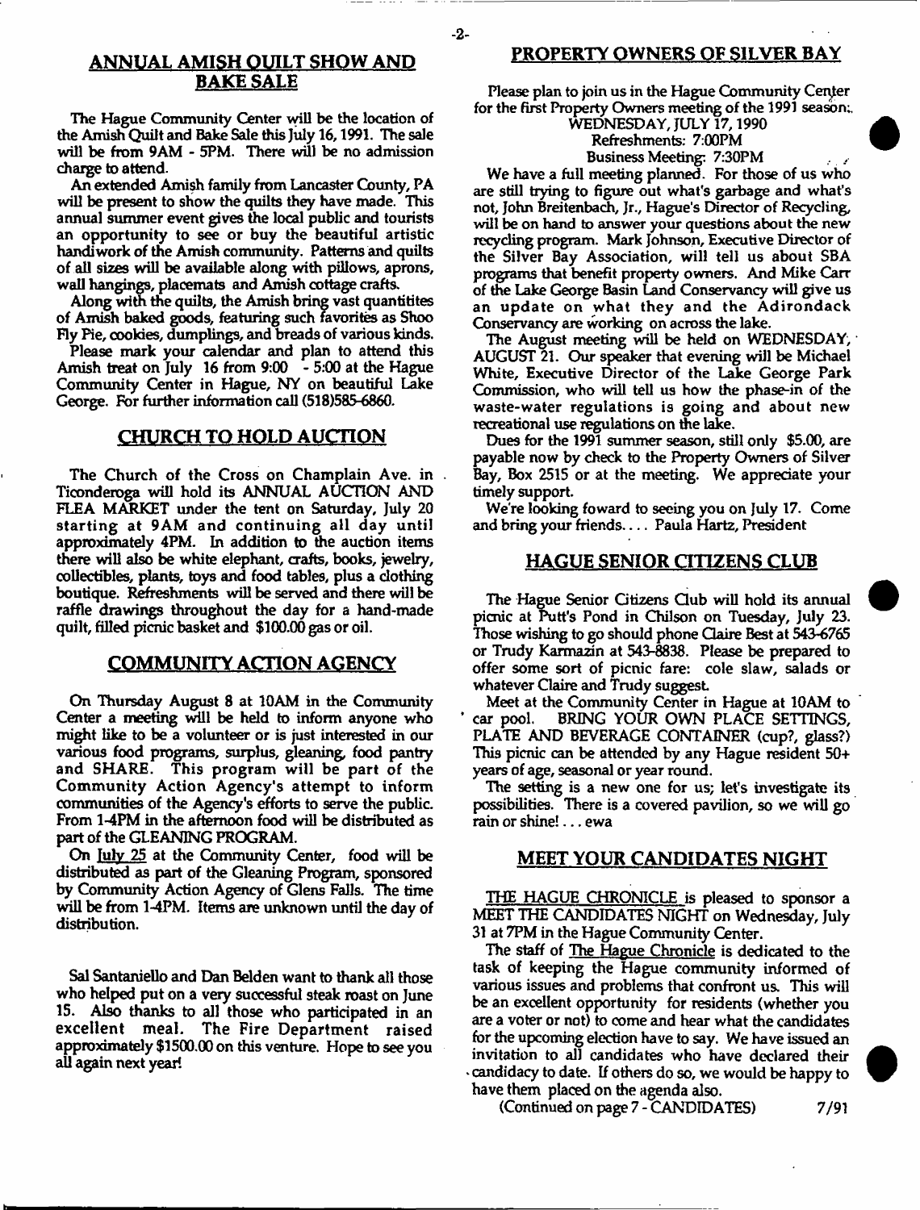## ANNUAL AMISH QUILT SHOW AND BAKE SALE

The Hague Community Center will be the location of the Amish Quilt and Bake Sale this July 16, 1991. The sale will be from 9AM - 5PM. There will be no admission charge to attend.

An extended Amish family from Lancaster County, PA will be present to show the quilts they have made. This annual summer event gives the local public and tourists an opportunity to see or buy the beautiful artistic handiwork of the Amish community. Patterns and quilts of all sizes will be available along with pillows, aprons, wall hangings, placemats and Amish cottage crafts.

Along with the quilts, the Amish bring vast quantitites of Amish baked goods, featuring such favorites as Shoo Fly Pie, cookies, dumplings, and breads of various kinds.

Please mark your calendar and plan to attend this Amish treat on July 16 from 9:00 - 5:00 at the Hague Community Center in Hague, NY on beautiful Lake George. For further information call (518)585-6860.

## CHURCH TO HOLD AUCTION

The Church of the Cross on Champlain Ave. in Ticonderoga will hold its ANNUAL AUCTION AND FLEA MARKET under the tent on Saturday, July 20 starting at 9AM and continuing all day until approximately 4PM. In addition to the auction items there will also be white elephant, crafts, books, jewelry, collectibles, plants, toys and food tables, plus a clothing boutique. Refreshments will be served and there will be raffle drawings throughout the day for a hand-made quilt, filled picnic basket and $100.00 gas or oil.

## COMMUNITY ACTION AGENCY

On Thursday August 8 at 10AM in the Community Center a meeting will be held to inform anyone who might like to be a volunteer or is just interested in our various food programs, surplus, gleaning, food pantry and SHARE. This program will be part of the Community Action Agency's attempt to inform communities of the Agency's efforts to serve the public. From 1-4PM in the afternoon food will be distributed as part of the GLEANING PROGRAM.

On July 25 at the Community Center, food will be distributed as part of the Gleaning Program, sponsored by Community Action Agency of Glens Falls. The time will be from 1-4PM. Items are unknown until the day of distribution.

Sal Santaniello and Dan Belden want to thank all those who helped put on a very successful steak roast on June 15. Also thanks to all those who participated in an excellent meal. The Fire Department raised approximately $1500.00 on this venture. Hope to see you all again next year!

## PROPERTY OWNERS OF SILVER BAY

Please plan to join us in the Hague Community Center for the first Property Owners meeting of the 1991 season:

WEDNESDAY, JULY 17, 1990
Refreshments: 7:00PM
Business Meeting: 7:30PM

We have a full meeting planned. For those of us who are still trying to figure out what's garbage and what's not, John Breitenbach, Jr., Hague's Director of Recycling, will be on hand to answer your questions about the new recycling program. Mark Johnson, Executive Director of the Silver Bay Association, will tell us about SBA programs that benefit property owners. And Mike Carr of the Lake George Basin Land Conservancy will give us an update on what they and the Adirondack Conservancy are working on across the lake.

The August meeting will be held on WEDNESDAY, AUGUST 21. Our speaker that evening will be Michael White, Executive Director of the Lake George Park Commission, who will tell us how the phase-in of the waste-water regulations is going and about new recreational use regulations on the lake.

Dues for the 1991 summer season, still only $5.00, are payable now by check to the Property Owners of Silver Bay, Box 2515 or at the meeting. We appreciate your timely support.

We're looking foward to seeing you on July 17. Come and bring your friends.... Paula Hartz, President

## HAGUE SENIOR CITIZENS CLUB

The Hague Senior Citizens Club will hold its annual picnic at Putt's Pond in Chilson on Tuesday, July 23. Those wishing to go should phone Claire Best at 543-6765 or Trudy Karmazin at 543-8838. Please be prepared to offer some sort of picnic fare: cole slaw, salads or whatever Claire and Trudy suggest.

Meet at the Community Center in Hague at 10AM to car pool. BRING YOUR OWN PLACE SETTINGS, PLATE AND BEVERAGE CONTAINER (cup?, glass?) This picnic can be attended by any Hague resident 50+ years of age, seasonal or year round.

The setting is a new one for us; let's investigate its possibilities. There is a covered pavilion, so we will go rain or shine! ... ewa

## MEET YOUR CANDIDATES NIGHT

THE HAGUE CHRONICLE is pleased to sponsor a MEET THE CANDIDATES NIGHT on Wednesday, July 31 at 7PM in the Hague Community Center.

The staff of The Hague Chronicle is dedicated to the task of keeping the Hague community informed of various issues and problems that confront us. This will be an excellent opportunity for residents (whether you are a voter or not) to come and hear what the candidates for the upcoming election have to say. We have issued an invitation to all candidates who have declared their candidacy to date. If others do so, we would be happy to have them placed on the agenda also.

(Continued on page 7 - CANDIDATES)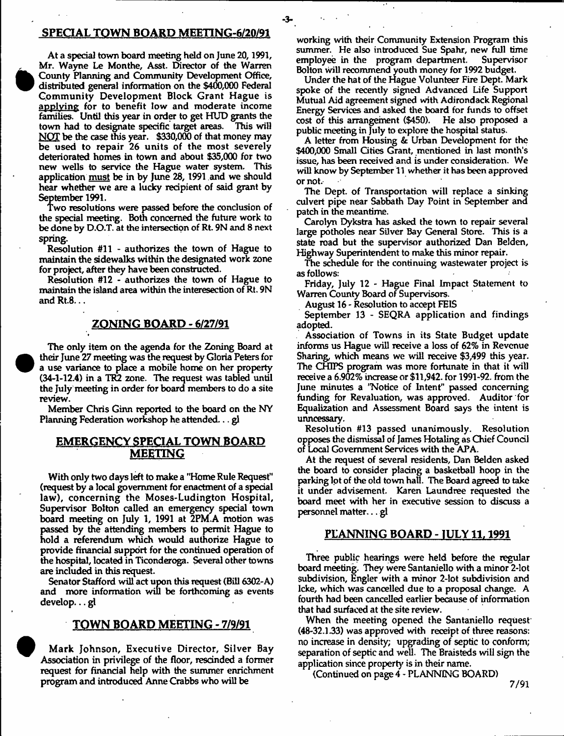## SPECIAL TOWN BOARD MEETING-6/20/91

At a special town board meeting held on June 20, 1991, Mr. Wayne Le Monthe, Asst. Director of the Warren County Planning and Community Development Office, distributed general information on the $400,000 Federal Community Development Block Grant Hague is applying for to benefit low and moderate income families. Until this year in order to get HUD grants the town had to designate specific target areas. This will NOT be the case this year. $330,000 of that money may be used to repair 26 units of the most severely deteriorated homes in town and about $35,000 for two new wells to service the Hague water system. This application must be in by June 28, 1991 and we should hear whether we are a lucky recipient of said grant by September 1991.

Two resolutions were passed before the conclusion of the special meeting. Both concerned the future work to be done by D.O.T. at the intersection of Rt. 9N and 8 next spring.

Resolution #11 - authorizes the town of Hague to maintain the sidewalks within the designated work zone for project, after they have been constructed.

Resolution #12 - authorizes the town of Hague to maintain the island area within the interesection of Rt. 9N and Rt.8...

## ZONING BOARD - 6/27/91

The only item on the agenda for the Zoning Board at their June 27 meeting was the request by Gloria Peters for a use variance to place a mobile home on her property (34-1-12.4) in a TR2 zone. The request was tabled until the July meeting in order for board members to do a site review.

Member Chris Ginn reported to the board on the NY Planning Federation workshop he attended... gl

## EMERGENCY SPECIAL TOWN BOARD MEETING

With only two days left to make a "Home Rule Request" (request by a local government for enactment of a special law), concerning the Moses-Ludington Hospital, Supervisor Bolton called an emergency special town board meeting on July 1, 1991 at 2PM.A motion was passed by the attending members to permit Hague to hold a referendum which would authorize Hague to provide financial support for the continued operation of the hospital, located in Ticonderoga. Several other towns are included in this request.

Senator Stafford will act upon this request (Bill 6302-A) and more information will be forthcoming as events develop... gl

## TOWN BOARD MEETING - 7/9/91

Mark Johnson, Executive Director, Silver Bay Association in privilege of the floor, rescinded a former request for financial help with the summer enrichment program and introduced Anne Crabbs who will be working with their Community Extension Program this summer. He also introduced Sue Spahr, new full time employee in the program department. Supervisor Bolton will recommend youth money for 1992 budget.

Under the hat of the Hague Volunteer Fire Dept. Mark spoke of the recently signed Advanced Life Support Mutual Aid agreement signed with Adirondack Regional Energy Services and asked the board for funds to offset cost of this arrangement ($450). He also proposed a public meeting in July to explore the hospital status.

A letter from Housing & Urban Development for the $400,000 Small Cities Grant, mentioned in last month's issue, has been received and is under consideration. We will know by September 11 whether it has been approved or not.

The Dept. of Transportation will replace a sinking culvert pipe near Sabbath Day Point in September and patch in the meantime.

Carolyn Dykstra has asked the town to repair several large potholes near Silver Bay General Store. This is a state road but the supervisor authorized Dan Belden, Highway Superintendent to make this minor repair.

The schedule for the continuing wastewater project is as follows:

Friday, July 12 - Hague Final Impact Statement to Warren County Board of Supervisors.

August 16 - Resolution to accept FEIS

September 13 - SEQRA application and findings adopted.

Association of Towns in its State Budget update informs us Hague will receive a loss of 62% in Revenue Sharing, which means we will receive $3,499 this year. The CHIPS program was more fortunate in that it will receive a 6.902% increase or $11,942. for 1991-92. from the June minutes a "Notice of Intent" passed concerning funding for Revaluation, was approved. Auditor for Equalization and Assessment Board says the intent is unncessary.

Resolution #13 passed unanimously. Resolution opposes the dismissal of James Hotaling as Chief Council of Local Government Services with the APA.

At the request of several residents, Dan Belden asked the board to consider placing a basketball hoop in the parking lot of the old town hall. The Board agreed to take it under advisement. Karen Laundree requested the board meet with her in executive session to discuss a personnel matter... gl

## PLANNING BOARD - JULY 11, 1991

Three public hearings were held before the regular board meeting. They were Santaniello with a minor 2-lot subdivision, Engler with a minor 2-lot subdivision and Icke, which was cancelled due to a proposal change. A fourth had been cancelled earlier because of information that had surfaced at the site review.

When the meeting opened the Santaniello request (48-32.1.33) was approved with receipt of three reasons: no increase in density; upgrading of septic to conform; separation of septic and well. The Braisteds will sign the application since property is in their name.

(Continued on page 4 - PLANNING BOARD)

7/91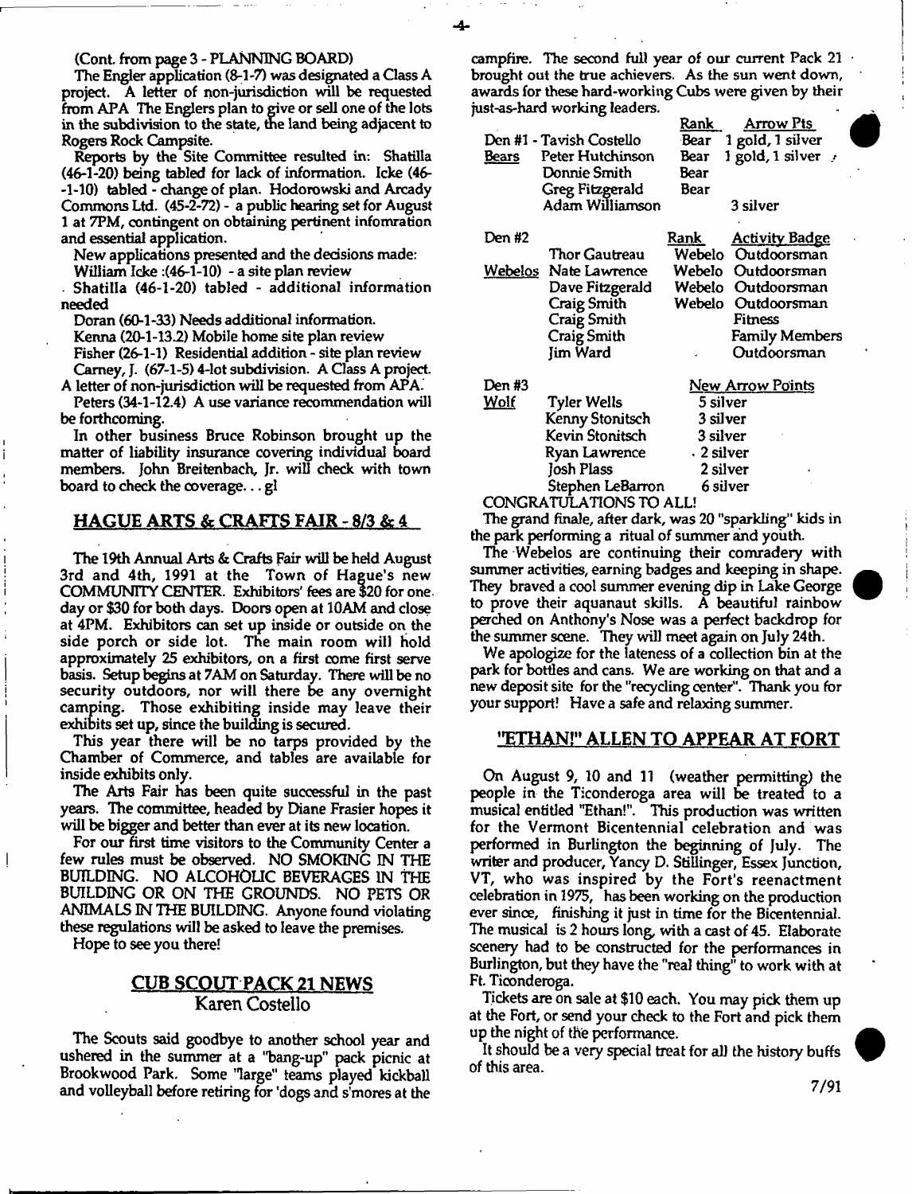(Cont. from page 3 - PLANNING BOARD)

The Engler application (8-1-7) was designated a Class A project. A letter of non-jurisdiction will be requested from APA The Englers plan to give or sell one of the lots in the subdivision to the state, the land being adjacent to Rogers Rock Campsite.

Reports by the Site Committee resulted in: Shatilla (46-1-20) being tabled for lack of information. Icke (46--1-10) tabled - change of plan. Hodorowski and Arcady Commons Ltd. (45-2-72) - a public hearing set for August 1 at 7PM, contingent on obtaining pertinent infomration and essential application.

New applications presented and the decisions made:

William Icke :(46-1-10) - a site plan review

Shatilla (46-1-20) tabled - additional information needed

Doran (60-1-33) Needs additional information.

Kenna (20-1-13.2) Mobile home site plan review

Fisher (26-1-1) Residential addition - site plan review

Carney, J. (67-1-5) 4-lot subdivision. A Class A project. A letter of non-jurisdiction will be requested from APA.

Peters (34-1-12.4) A use variance recommendation will be forthcoming.

In other business Bruce Robinson brought up the matter of liability insurance covering individual board members. John Breitenbach, Jr. will check with town board to check the coverage... gl

## HAGUE ARTS & CRAFTS FAIR - 8/3 & 4

The 19th Annual Arts & Crafts Fair will be held August 3rd and 4th, 1991 at the Town of Hague's new COMMUNITY CENTER. Exhibitors' fees are $20 for one day or $30 for both days. Doors open at 10AM and close at 4PM. Exhibitors can set up inside or outside on the side porch or side lot. The main room will hold approximately 25 exhibitors, on a first come first serve basis. Setup begins at 7AM on Saturday. There will be no security outdoors, nor will there be any overnight camping. Those exhibiting inside may leave their exhibits set up, since the building is secured.

This year there will be no tarps provided by the Chamber of Commerce, and tables are available for inside exhibits only.

The Arts Fair has been quite successful in the past years. The committee, headed by Diane Frasier hopes it will be bigger and better than ever at its new location.

For our first time visitors to the Community Center a few rules must be observed. NO SMOKING IN THE BUILDING. NO ALCOHOLIC BEVERAGES IN THE BUILDING OR ON THE GROUNDS. NO PETS OR ANIMALS IN THE BUILDING. Anyone found violating these regulations will be asked to leave the premises.

Hope to see you there!

## CUB SCOUT PACK 21 NEWS
### Karen Costello

The Scouts said goodbye to another school year and ushered in the summer at a "bang-up" pack picnic at Brookwood Park. Some "large" teams played kickball and volleyball before retiring for 'dogs and s'mores at the campfire. The second full year of our current Pack 21 brought out the true achievers. As the sun went down, awards for these hard-working Cubs were given by their just-as-hard working leaders.

| Den #1 - | | Rank | Arrow Pts |
|---|---|---|---|
| | Tavish Costello | Bear | 1 gold, 1 silver |
| Bears | Peter Hutchinson | Bear | 1 gold, 1 silver |
| | Donnie Smith | Bear | |
| | Greg Fitzgerald | Bear | |
| | Adam Williamson | | 3 silver |

| Den #2 | | Rank | Activity Badge |
|---|---|---|---|
| | Thor Gautreau | Webelo | Outdoorsman |
| Webelos | Nate Lawrence | Webelo | Outdoorsman |
| | Dave Fitzgerald | Webelo | Outdoorsman |
| | Craig Smith | Webelo | Outdoorsman |
| | Craig Smith | | Fitness |
| | Craig Smith | | Family Members |
| | Jim Ward | | Outdoorsman |

| Den #3 | | New Arrow Points |
|---|---|---|
| Wolf | Tyler Wells | 5 silver |
| | Kenny Stonitsch | 3 silver |
| | Kevin Stonitsch | 3 silver |
| | Ryan Lawrence | 2 silver |
| | Josh Plass | 2 silver |
| | Stephen LeBarron | 6 silver |

CONGRATULATIONS TO ALL!

The grand finale, after dark, was 20 "sparkling" kids in the park performing a ritual of summer and youth.

The Webelos are continuing their comradery with summer activities, earning badges and keeping in shape. They braved a cool summer evening dip in Lake George to prove their aquanaut skills. A beautiful rainbow perched on Anthony's Nose was a perfect backdrop for the summer scene. They will meet again on July 24th.

We apologize for the lateness of a collection bin at the park for bottles and cans. We are working on that and a new deposit site for the "recycling center". Thank you for your support! Have a safe and relaxing summer.

## "ETHAN!" ALLEN TO APPEAR AT FORT

On August 9, 10 and 11 (weather permitting) the people in the Ticonderoga area will be treated to a musical entitled "Ethan!". This production was written for the Vermont Bicentennial celebration and was performed in Burlington the beginning of July. The writer and producer, Yancy D. Stillinger, Essex Junction, VT, who was inspired by the Fort's reenactment celebration in 1975, has been working on the production ever since, finishing it just in time for the Bicentennial. The musical is 2 hours long, with a cast of 45. Elaborate scenery had to be constructed for the performances in Burlington, but they have the "real thing" to work with at Ft. Ticonderoga.

Tickets are on sale at $10 each. You may pick them up at the Fort, or send your check to the Fort and pick them up the night of the performance.

It should be a very special treat for all the history buffs of this area.

7/91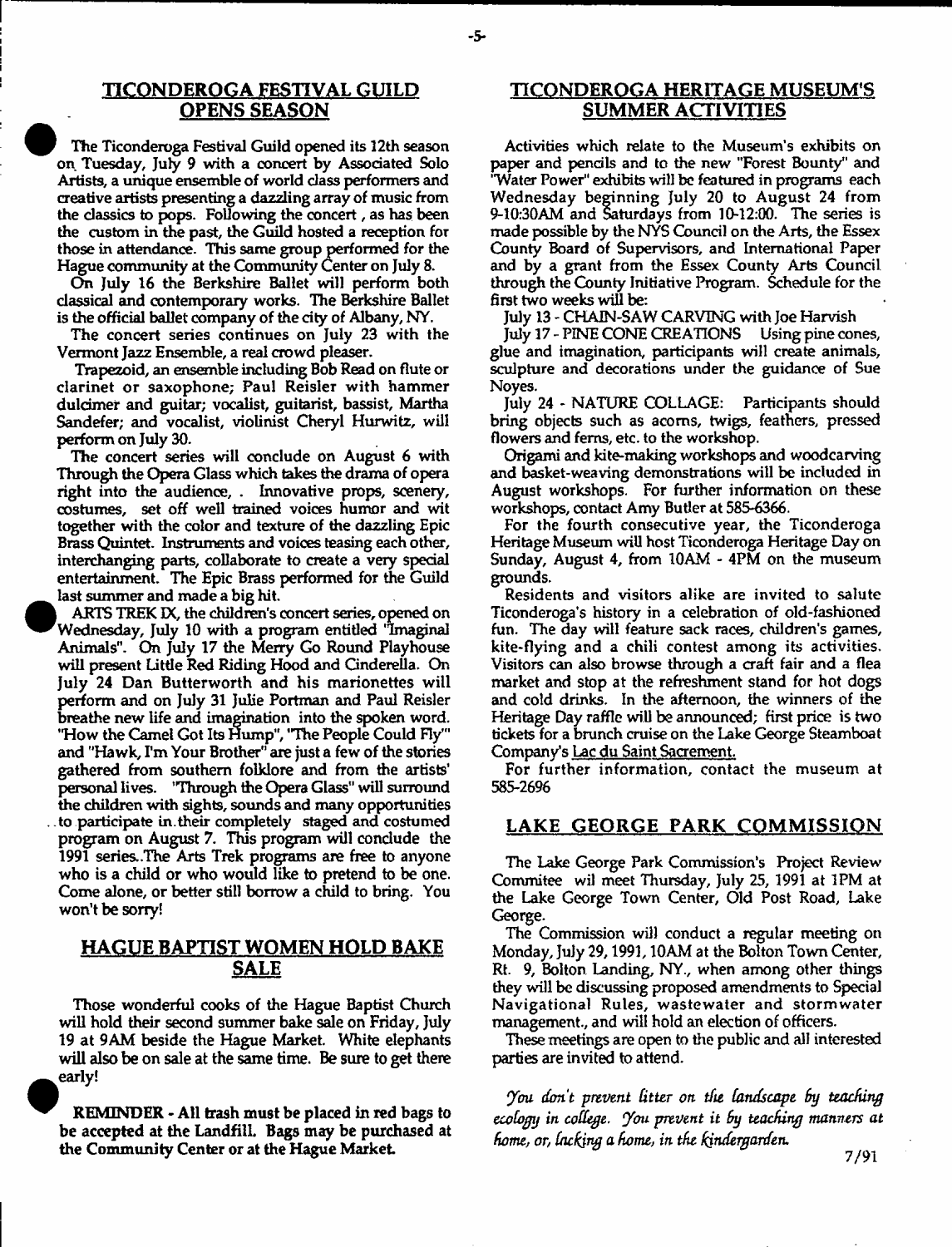## TICONDEROGA FESTIVAL GUILD OPENS SEASON

The Ticonderoga Festival Guild opened its 12th season on Tuesday, July 9 with a concert by Associated Solo Artists, a unique ensemble of world class performers and creative artists presenting a dazzling array of music from the classics to pops. Following the concert, as has been the custom in the past, the Guild hosted a reception for those in attendance. This same group performed for the Hague community at the Community Center on July 8.

On July 16 the Berkshire Ballet will perform both classical and contemporary works. The Berkshire Ballet is the official ballet company of the city of Albany, NY.

The concert series continues on July 23 with the Vermont Jazz Ensemble, a real crowd pleaser.

Trapezoid, an ensemble including Bob Read on flute or clarinet or saxophone; Paul Reisler with hammer dulcimer and guitar; vocalist, guitarist, bassist, Martha Sandefer; and vocalist, violinist Cheryl Hurwitz, will perform on July 30.

The concert series will conclude on August 6 with Through the Opera Glass which takes the drama of opera right into the audience, . Innovative props, scenery, costumes, set off well trained voices humor and wit together with the color and texture of the dazzling Epic Brass Quintet. Instruments and voices teasing each other, interchanging parts, collaborate to create a very special entertainment. The Epic Brass performed for the Guild last summer and made a big hit.

ARTS TREK IX, the children's concert series, opened on Wednesday, July 10 with a program entitled "Imaginal Animals". On July 17 the Merry Go Round Playhouse will present Little Red Riding Hood and Cinderella. On July 24 Dan Butterworth and his marionettes will perform and on July 31 Julie Portman and Paul Reisler breathe new life and imagination into the spoken word. "How the Camel Got Its Hump", "The People Could Fly" and "Hawk, I'm Your Brother" are just a few of the stories gathered from southern folklore and from the artists' personal lives. "Through the Opera Glass" will surround the children with sights, sounds and many opportunities to participate in their completely staged and costumed program on August 7. This program will conclude the 1991 series. The Arts Trek programs are free to anyone who is a child or who would like to pretend to be one. Come alone, or better still borrow a child to bring. You won't be sorry!

## HAGUE BAPTIST WOMEN HOLD BAKE SALE

Those wonderful cooks of the Hague Baptist Church will hold their second summer bake sale on Friday, July 19 at 9AM beside the Hague Market. White elephants will also be on sale at the same time. Be sure to get there early!

**REMINDER - All trash must be placed in red bags to be accepted at the Landfill. Bags may be purchased at the Community Center or at the Hague Market.**

## TICONDEROGA HERITAGE MUSEUM'S SUMMER ACTIVITIES

Activities which relate to the Museum's exhibits on paper and pencils and to the new "Forest Bounty" and "Water Power" exhibits will be featured in programs each Wednesday beginning July 20 to August 24 from 9-10:30AM and Saturdays from 10-12:00. The series is made possible by the NYS Council on the Arts, the Essex County Board of Supervisors, and International Paper and by a grant from the Essex County Arts Council through the County Initiative Program. Schedule for the first two weeks will be:

July 13 - CHAIN-SAW CARVING with Joe Harvish

July 17 - PINE CONE CREATIONS Using pine cones, glue and imagination, participants will create animals, sculpture and decorations under the guidance of Sue Noyes.

July 24 - NATURE COLLAGE: Participants should bring objects such as acorns, twigs, feathers, pressed flowers and ferns, etc. to the workshop.

Origami and kite-making workshops and woodcarving and basket-weaving demonstrations will be included in August workshops. For further information on these workshops, contact Amy Butler at 585-6366.

For the fourth consecutive year, the Ticonderoga Heritage Museum will host Ticonderoga Heritage Day on Sunday, August 4, from 10AM - 4PM on the museum grounds.

Residents and visitors alike are invited to salute Ticonderoga's history in a celebration of old-fashioned fun. The day will feature sack races, children's games, kite-flying and a chili contest among its activities. Visitors can also browse through a craft fair and a flea market and stop at the refreshment stand for hot dogs and cold drinks. In the afternoon, the winners of the Heritage Day raffle will be announced; first price is two tickets for a brunch cruise on the Lake George Steamboat Company's Lac du Saint Sacrement.

For further information, contact the museum at 585-2696

## LAKE GEORGE PARK COMMISSION

The Lake George Park Commission's Project Review Commitee wil meet Thursday, July 25, 1991 at 1PM at the Lake George Town Center, Old Post Road, Lake George.

The Commission will conduct a regular meeting on Monday, July 29, 1991, 10AM at the Bolton Town Center, Rt. 9, Bolton Landing, NY., when among other things they will be discussing proposed amendments to Special Navigational Rules, wastewater and stormwater management., and will hold an election of officers.

These meetings are open to the public and all interested parties are invited to attend.

*You don't prevent litter on the landscape by teaching ecology in college. You prevent it by teaching manners at home, or, lacking a home, in the kindergarden.*

7/91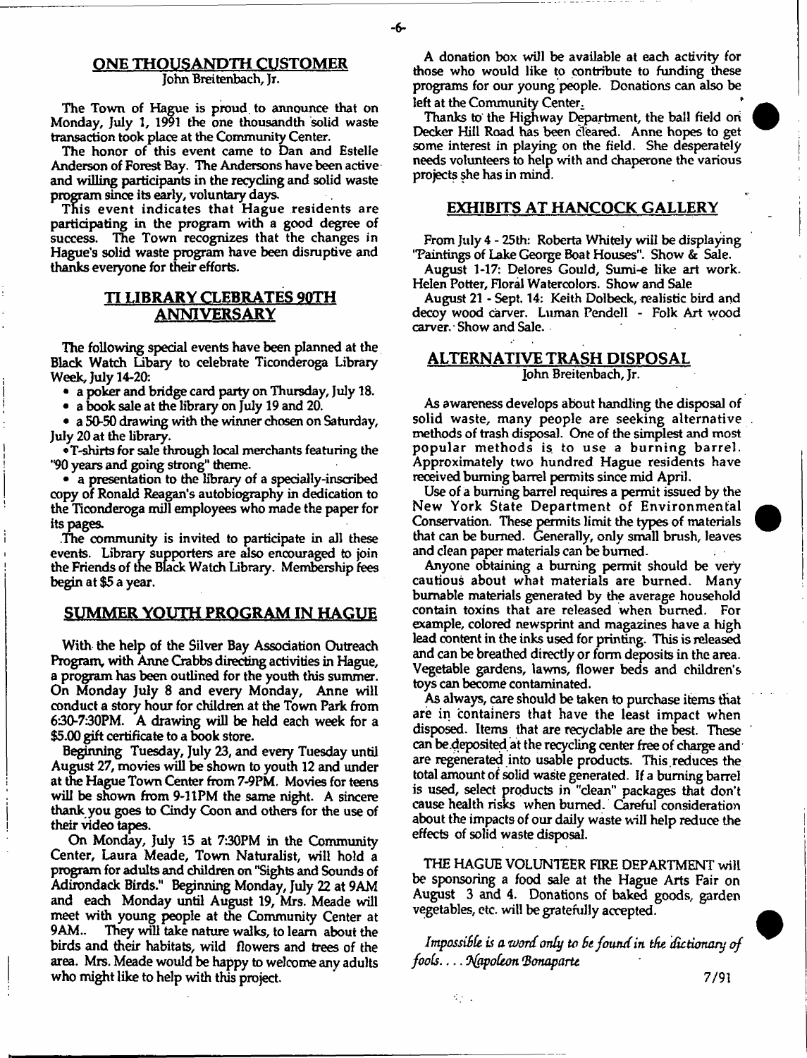## ONE THOUSANDTH CUSTOMER

John Breitenbach, Jr.

The Town of Hague is proud to announce that on Monday, July 1, 1991 the one thousandth solid waste transaction took place at the Community Center.

The honor of this event came to Dan and Estelle Anderson of Forest Bay. The Andersons have been active and willing participants in the recycling and solid waste program since its early, voluntary days.

This event indicates that Hague residents are participating in the program with a good degree of success. The Town recognizes that the changes in Hague's solid waste program have been disruptive and thanks everyone for their efforts.

## TI LIBRARY CLEBRATES 90TH ANNIVERSARY

The following special events have been planned at the Black Watch Libary to celebrate Ticonderoga Library Week, July 14-20:

- a poker and bridge card party on Thursday, July 18.
- a book sale at the library on July 19 and 20.
- a 50-50 drawing with the winner chosen on Saturday, July 20 at the library.
- T-shirts for sale through local merchants featuring the "90 years and going strong" theme.
- a presentation to the library of a specially-inscribed copy of Ronald Reagan's autobiography in dedication to the Ticonderoga mill employees who made the paper for its pages.

The community is invited to participate in all these events. Library supporters are also encouraged to join the Friends of the Black Watch Library. Membership fees begin at $5 a year.

## SUMMER YOUTH PROGRAM IN HAGUE

With the help of the Silver Bay Association Outreach Program, with Anne Crabbs directing activities in Hague, a program has been outlined for the youth this summer. On Monday July 8 and every Monday, Anne will conduct a story hour for children at the Town Park from 6:30-7:30PM. A drawing will be held each week for a $5.00 gift certificate to a book store.

Beginning Tuesday, July 23, and every Tuesday until August 27, movies will be shown to youth 12 and under at the Hague Town Center from 7-9PM. Movies for teens will be shown from 9-11PM the same night. A sincere thank you goes to Cindy Coon and others for the use of their video tapes.

On Monday, July 15 at 7:30PM in the Community Center, Laura Meade, Town Naturalist, will hold a program for adults and children on "Sights and Sounds of Adirondack Birds." Beginning Monday, July 22 at 9AM and each Monday until August 19, Mrs. Meade will meet with young people at the Community Center at 9AM.. They will take nature walks, to learn about the birds and their habitats, wild flowers and trees of the area. Mrs. Meade would be happy to welcome any adults who might like to help with this project.

A donation box will be available at each activity for those who would like to contribute to funding these programs for our young people. Donations can also be left at the Community Center.

Thanks to the Highway Department, the ball field on Decker Hill Road has been cleared. Anne hopes to get some interest in playing on the field. She desperately needs volunteers to help with and chaperone the various projects she has in mind.

## EXHIBITS AT HANCOCK GALLERY

From July 4 - 25th: Roberta Whitely will be displaying "Paintings of Lake George Boat Houses". Show & Sale.

August 1-17: Delores Gould, Sumi-e like art work. Helen Potter, Floral Watercolors. Show and Sale

August 21 - Sept. 14: Keith Dolbeck, realistic bird and decoy wood carver. Luman Pendell - Folk Art wood carver. Show and Sale.

## ALTERNATIVE TRASH DISPOSAL

John Breitenbach, Jr.

As awareness develops about handling the disposal of solid waste, many people are seeking alternative methods of trash disposal. One of the simplest and most popular methods is to use a burning barrel. Approximately two hundred Hague residents have received burning barrel permits since mid April.

Use of a burning barrel requires a permit issued by the New York State Department of Environmental Conservation. These permits limit the types of materials that can be burned. Generally, only small brush, leaves and clean paper materials can be burned.

Anyone obtaining a burning permit should be very cautious about what materials are burned. Many burnable materials generated by the average household contain toxins that are released when burned. For example, colored newsprint and magazines have a high lead content in the inks used for printing. This is released and can be breathed directly or form deposits in the area. Vegetable gardens, lawns, flower beds and children's toys can become contaminated.

As always, care should be taken to purchase items that are in containers that have the least impact when disposed. Items that are recyclable are the best. These can be deposited at the recycling center free of charge and are regenerated into usable products. This reduces the total amount of solid waste generated. If a burning barrel is used, select products in "clean" packages that don't cause health risks when burned. Careful consideration about the impacts of our daily waste will help reduce the effects of solid waste disposal.

THE HAGUE VOLUNTEER FIRE DEPARTMENT will be sponsoring a food sale at the Hague Arts Fair on August 3 and 4. Donations of baked goods, garden vegetables, etc. will be gratefully accepted.

*Impossible is a word only to be found in the dictionary of fools.... Napoleon Bonaparte*

7/91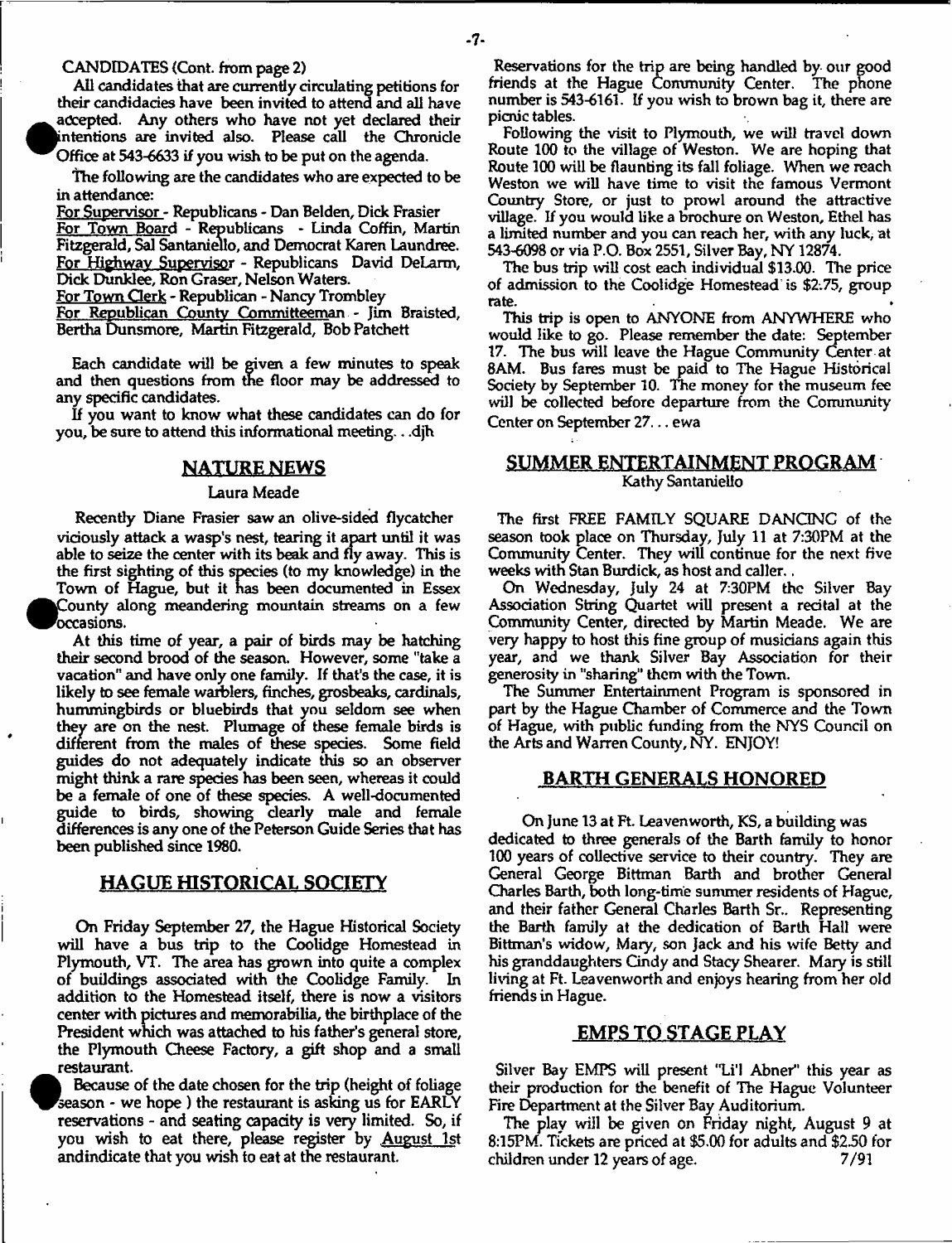CANDIDATES (Cont. from page 2)

All candidates that are currently circulating petitions for their candidacies have been invited to attend and all have accepted. Any others who have not yet declared their intentions are invited also. Please call the Chronicle Office at 543-6633 if you wish to be put on the agenda.

The following are the candidates who are expected to be in attendance:

For Supervisor - Republicans - Dan Belden, Dick Frasier
For Town Board - Republicans - Linda Coffin, Martin Fitzgerald, Sal Santaniello, and Democrat Karen Laundree.
For Highway Supervisor - Republicans David DeLarm, Dick Dunklee, Ron Graser, Nelson Waters.
For Town Clerk - Republican - Nancy Trombley
For Republican County Committeeman - Jim Braisted, Bertha Dunsmore, Martin Fitzgerald, Bob Patchett

Each candidate will be given a few minutes to speak and then questions from the floor may be addressed to any specific candidates.

If you want to know what these candidates can do for you, be sure to attend this informational meeting. . .djh

## NATURE NEWS

Laura Meade

Recently Diane Frasier saw an olive-sided flycatcher viciously attack a wasp's nest, tearing it apart until it was able to seize the center with its beak and fly away. This is the first sighting of this species (to my knowledge) in the Town of Hague, but it has been documented in Essex County along meandering mountain streams on a few occasions.

At this time of year, a pair of birds may be hatching their second brood of the season. However, some "take a vacation" and have only one family. If that's the case, it is likely to see female warblers, finches, grosbeaks, cardinals, hummingbirds or bluebirds that you seldom see when they are on the nest. Plumage of these female birds is different from the males of these species. Some field guides do not adequately indicate this so an observer might think a rare species has been seen, whereas it could be a female of one of these species. A well-documented guide to birds, showing clearly male and female differences is any one of the Peterson Guide Series that has been published since 1980.

## HAGUE HISTORICAL SOCIETY

On Friday September 27, the Hague Historical Society will have a bus trip to the Coolidge Homestead in Plymouth, VT. The area has grown into quite a complex of buildings associated with the Coolidge Family. In addition to the Homestead itself, there is now a visitors center with pictures and memorabilia, the birthplace of the President which was attached to his father's general store, the Plymouth Cheese Factory, a gift shop and a small restaurant.

Because of the date chosen for the trip (height of foliage season - we hope ) the restaurant is asking us for EARLY reservations - and seating capacity is very limited. So, if you wish to eat there, please register by August 1st andindicate that you wish to eat at the restaurant.

Reservations for the trip are being handled by our good friends at the Hague Community Center. The phone number is 543-6161. If you wish to brown bag it, there are picnic tables.

Following the visit to Plymouth, we will travel down Route 100 to the village of Weston. We are hoping that Route 100 will be flaunting its fall foliage. When we reach Weston we will have time to visit the famous Vermont Country Store, or just to prowl around the attractive village. If you would like a brochure on Weston, Ethel has a limited number and you can reach her, with any luck, at 543-6098 or via P.O. Box 2551, Silver Bay, NY 12874.

The bus trip will cost each individual $13.00. The price of admission to the Coolidge Homestead is $2.75, group rate.

This trip is open to ANYONE from ANYWHERE who would like to go. Please remember the date: September 17. The bus will leave the Hague Community Center at 8AM. Bus fares must be paid to The Hague Historical Society by September 10. The money for the museum fee will be collected before departure from the Community Center on September 27. . . ewa

## SUMMER ENTERTAINMENT PROGRAM

Kathy Santaniello

The first FREE FAMILY SQUARE DANCING of the season took place on Thursday, July 11 at 7:30PM at the Community Center. They will continue for the next five weeks with Stan Burdick, as host and caller. .

On Wednesday, July 24 at 7:30PM the Silver Bay Association String Quartet will present a recital at the Community Center, directed by Martin Meade. We are very happy to host this fine group of musicians again this year, and we thank Silver Bay Association for their generosity in "sharing" them with the Town.

The Summer Entertainment Program is sponsored in part by the Hague Chamber of Commerce and the Town of Hague, with public funding from the NYS Council on the Arts and Warren County, NY. ENJOY!

## BARTH GENERALS HONORED

On June 13 at Ft. Leavenworth, KS, a building was dedicated to three generals of the Barth family to honor 100 years of collective service to their country. They are General George Bittman Barth and brother General Charles Barth, both long-time summer residents of Hague, and their father General Charles Barth Sr.. Representing the Barth family at the dedication of Barth Hall were Bittman's widow, Mary, son Jack and his wife Betty and his granddaughters Cindy and Stacy Shearer. Mary is still living at Ft. Leavenworth and enjoys hearing from her old friends in Hague.

## EMPS TO STAGE PLAY

Silver Bay EMPS will present "Li'l Abner" this year as their production for the benefit of The Hague Volunteer Fire Department at the Silver Bay Auditorium.

The play will be given on Friday night, August 9 at 8:15PM. Tickets are priced at $5.00 for adults and $2.50 for children under 12 years of age. 7/91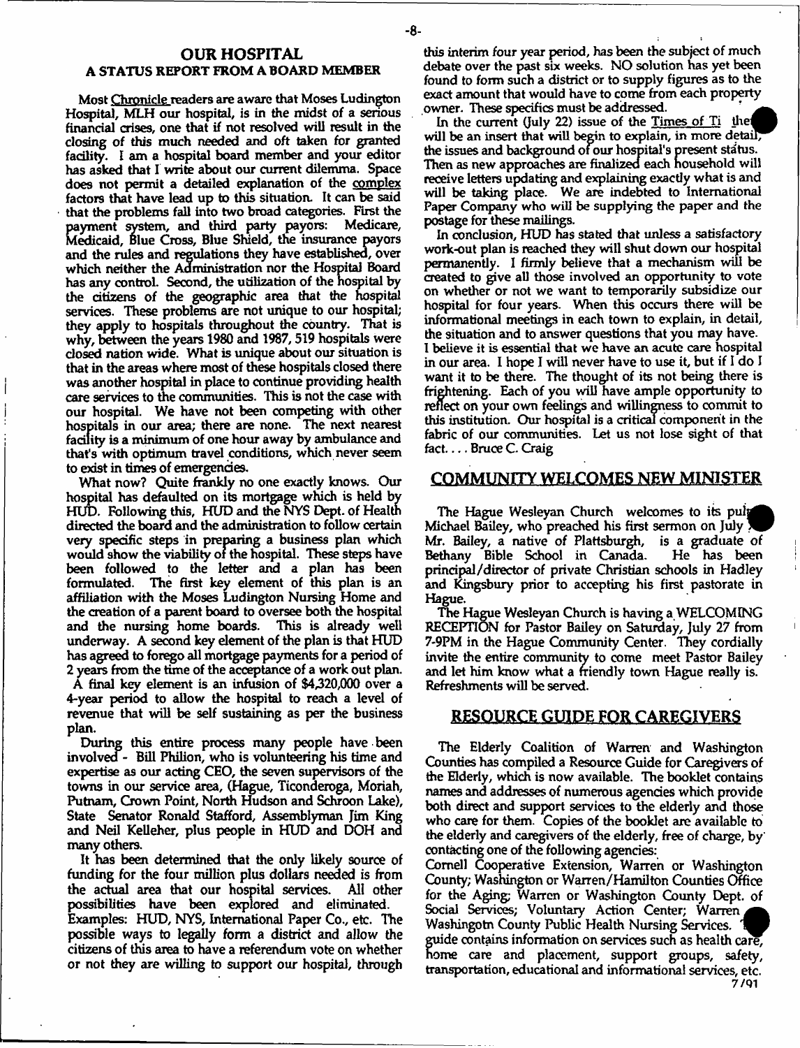## OUR HOSPITAL

### A STATUS REPORT FROM A BOARD MEMBER

Most Chronicle readers are aware that Moses Ludington Hospital, MLH our hospital, is in the midst of a serious financial crises, one that if not resolved will result in the closing of this much needed and oft taken for granted facility. I am a hospital board member and your editor has asked that I write about our current dilemma. Space does not permit a detailed explanation of the complex factors that have lead up to this situation. It can be said that the problems fall into two broad categories. First the payment system, and third party payors: Medicare, Medicaid, Blue Cross, Blue Shield, the insurance payors and the rules and regulations they have established, over which neither the Administration nor the Hospital Board has any control. Second, the utilization of the hospital by the citizens of the geographic area that the hospital services. These problems are not unique to our hospital; they apply to hospitals throughout the country. That is why, between the years 1980 and 1987, 519 hospitals were closed nation wide. What is unique about our situation is that in the areas where most of these hospitals closed there was another hospital in place to continue providing health care services to the communities. This is not the case with our hospital. We have not been competing with other hospitals in our area; there are none. The next nearest facility is a minimum of one hour away by ambulance and that's with optimum travel conditions, which never seem to exist in times of emergencies.

What now? Quite frankly no one exactly knows. Our hospital has defaulted on its mortgage which is held by HUD. Following this, HUD and the NYS Dept. of Health directed the board and the administration to follow certain very specific steps in preparing a business plan which would show the viability of the hospital. These steps have been followed to the letter and a plan has been formulated. The first key element of this plan is an affiliation with the Moses Ludington Nursing Home and the creation of a parent board to oversee both the hospital and the nursing home boards. This is already well underway. A second key element of the plan is that HUD has agreed to forego all mortgage payments for a period of 2 years from the time of the acceptance of a work out plan. A final key element is an infusion of $4,320,000 over a 4-year period to allow the hospital to reach a level of revenue that will be self sustaining as per the business plan.

During this entire process many people have been involved - Bill Philion, who is volunteering his time and expertise as our acting CEO, the seven supervisors of the towns in our service area, (Hague, Ticonderoga, Moriah, Putnam, Crown Point, North Hudson and Schroon Lake), State Senator Ronald Stafford, Assemblyman Jim King and Neil Kelleher, plus people in HUD and DOH and many others.

It has been determined that the only likely source of funding for the four million plus dollars needed is from the actual area that our hospital services. All other possibilities have been explored and eliminated. Examples: HUD, NYS, International Paper Co., etc. The possible ways to legally form a district and allow the citizens of this area to have a referendum vote on whether or not they are willing to support our hospital, through this interim four year period, has been the subject of much debate over the past six weeks. NO solution has yet been found to form such a district or to supply figures as to the exact amount that would have to come from each property owner. These specifics must be addressed.

In the current (July 22) issue of the Times of Ti there will be an insert that will begin to explain, in more detail, the issues and background of our hospital's present status. Then as new approaches are finalized each household will receive letters updating and explaining exactly what is and will be taking place. We are indebted to International Paper Company who will be supplying the paper and the postage for these mailings.

In conclusion, HUD has stated that unless a satisfactory work-out plan is reached they will shut down our hospital permanently. I firmly believe that a mechanism will be created to give all those involved an opportunity to vote on whether or not we want to temporarily subsidize our hospital for four years. When this occurs there will be informational meetings in each town to explain, in detail, the situation and to answer questions that you may have. I believe it is essential that we have an acute care hospital in our area. I hope I will never have to use it, but if I do I want it to be there. The thought of its not being there is frightening. Each of you will have ample opportunity to reflect on your own feelings and willingness to commit to this institution. Our hospital is a critical component in the fabric of our communities. Let us not lose sight of that fact.... Bruce C. Craig

## COMMUNITY WELCOMES NEW MINISTER

The Hague Wesleyan Church welcomes to its pulpit Michael Bailey, who preached his first sermon on July 7. Mr. Bailey, a native of Plattsburgh, is a graduate of Bethany Bible School in Canada. He has been principal/director of private Christian schools in Hadley and Kingsbury prior to accepting his first pastorate in Hague.

The Hague Wesleyan Church is having a WELCOMING RECEPTION for Pastor Bailey on Saturday, July 27 from 7-9PM in the Hague Community Center. They cordially invite the entire community to come meet Pastor Bailey and let him know what a friendly town Hague really is. Refreshments will be served.

## RESOURCE GUIDE FOR CAREGIVERS

The Elderly Coalition of Warren and Washington Counties has compiled a Resource Guide for Caregivers of the Elderly, which is now available. The booklet contains names and addresses of numerous agencies which provide both direct and support services to the elderly and those who care for them. Copies of the booklet are available to the elderly and caregivers of the elderly, free of charge, by contacting one of the following agencies:

Cornell Cooperative Extension, Warren or Washington County; Washington or Warren/Hamilton Counties Office for the Aging; Warren or Washington County Dept. of Social Services; Voluntary Action Center; Warren Washingotn County Public Health Nursing Services. The guide contains information on services such as health care, home care and placement, support groups, safety, transportation, educational and informational services, etc.

7/91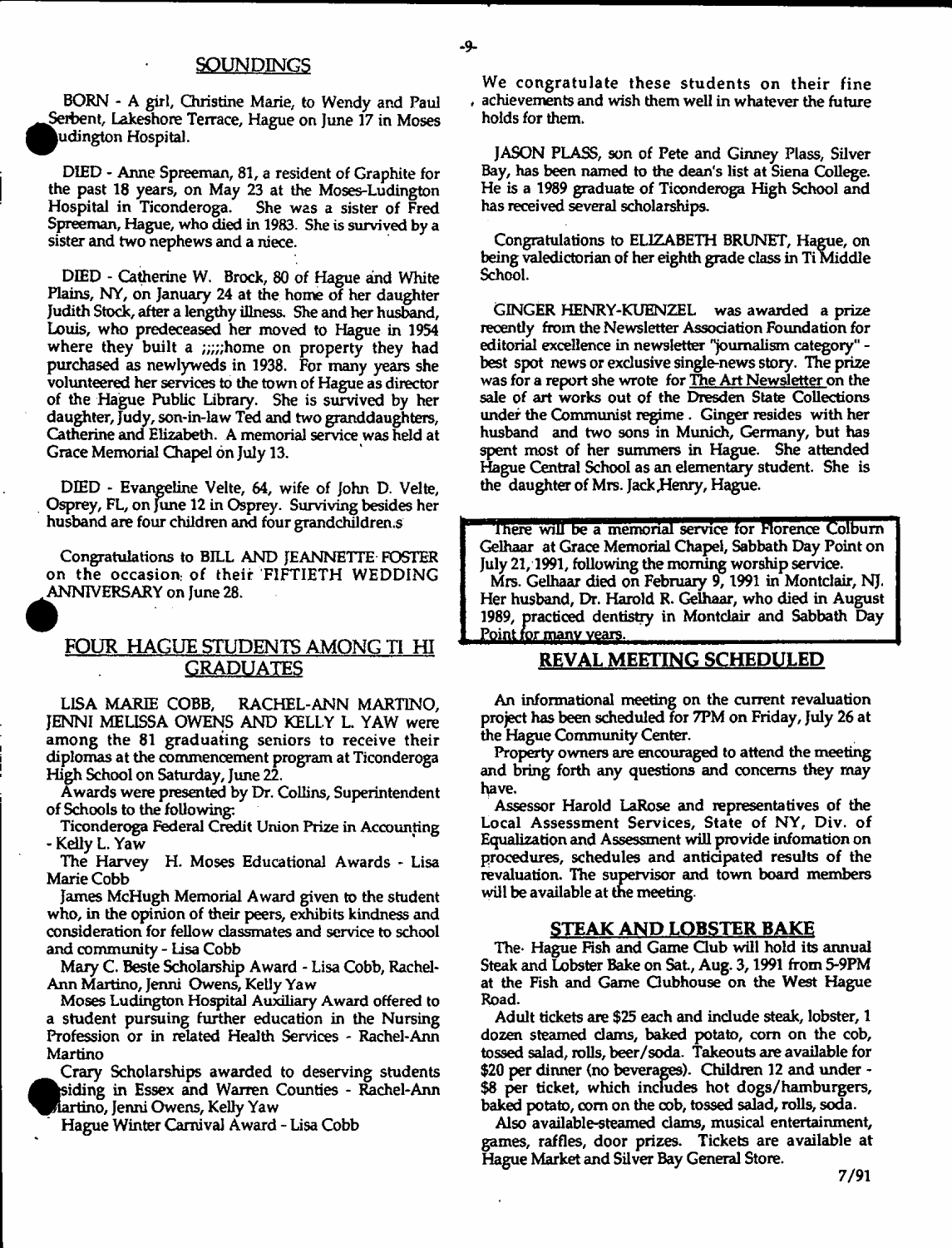## SOUNDINGS

BORN - A girl, Christine Marie, to Wendy and Paul Serbent, Lakeshore Terrace, Hague on June 17 in Moses Ludington Hospital.

DIED - Anne Spreeman, 81, a resident of Graphite for the past 18 years, on May 23 at the Moses-Ludington Hospital in Ticonderoga. She was a sister of Fred Spreeman, Hague, who died in 1983. She is survived by a sister and two nephews and a niece.

DIED - Catherine W. Brock, 80 of Hague and White Plains, NY, on January 24 at the home of her daughter Judith Stock, after a lengthy illness. She and her husband, Louis, who predeceased her moved to Hague in 1954 where they built a ;;;;;home on property they had purchased as newlyweds in 1938. For many years she volunteered her services to the town of Hague as director of the Hague Public Library. She is survived by her daughter, Judy, son-in-law Ted and two granddaughters, Catherine and Elizabeth. A memorial service was held at Grace Memorial Chapel on July 13.

DIED - Evangeline Velte, 64, wife of John D. Velte, Osprey, FL, on June 12 in Osprey. Surviving besides her husband are four children and four grandchildren.s

Congratulations to BILL AND JEANNETTE FOSTER on the occasion of their FIFTIETH WEDDING ANNIVERSARY on June 28.

## FOUR HAGUE STUDENTS AMONG TI HI GRADUATES

LISA MARIE COBB, RACHEL-ANN MARTINO, JENNI MELISSA OWENS AND KELLY L. YAW were among the 81 graduating seniors to receive their diplomas at the commencement program at Ticonderoga High School on Saturday, June 22.

Awards were presented by Dr. Collins, Superintendent of Schools to the following:

Ticonderoga Federal Credit Union Prize in Accounting - Kelly L. Yaw

The Harvey H. Moses Educational Awards - Lisa Marie Cobb

James McHugh Memorial Award given to the student who, in the opinion of their peers, exhibits kindness and consideration for fellow classmates and service to school and community - Lisa Cobb

Mary C. Beste Scholarship Award - Lisa Cobb, Rachel-Ann Martino, Jenni Owens, Kelly Yaw

Moses Ludington Hospital Auxiliary Award offered to a student pursuing further education in the Nursing Profession or in related Health Services - Rachel-Ann Martino

Crary Scholarships awarded to deserving students residing in Essex and Warren Counties - Rachel-Ann Martino, Jenni Owens, Kelly Yaw

Hague Winter Carnival Award - Lisa Cobb

We congratulate these students on their fine achievements and wish them well in whatever the future holds for them.

JASON PLASS, son of Pete and Ginney Plass, Silver Bay, has been named to the dean's list at Siena College. He is a 1989 graduate of Ticonderoga High School and has received several scholarships.

Congratulations to ELIZABETH BRUNET, Hague, on being valedictorian of her eighth grade class in Ti Middle School.

GINGER HENRY-KUENZEL was awarded a prize recently from the Newsletter Association Foundation for editorial excellence in newsletter "journalism category" - best spot news or exclusive single-news story. The prize was for a report she wrote for The Art Newsletter on the sale of art works out of the Dresden State Collections under the Communist regime. Ginger resides with her husband and two sons in Munich, Germany, but has spent most of her summers in Hague. She attended Hague Central School as an elementary student. She is the daughter of Mrs. Jack Henry, Hague.

There will be a memorial service for Florence Colburn Gelhaar at Grace Memorial Chapel, Sabbath Day Point on July 21, 1991, following the morning worship service.

Mrs. Gelhaar died on February 9, 1991 in Montclair, NJ. Her husband, Dr. Harold R. Gelhaar, who died in August 1989, practiced dentistry in Montclair and Sabbath Day Point for many years.

## REVAL MEETING SCHEDULED

An informational meeting on the current revaluation project has been scheduled for 7PM on Friday, July 26 at the Hague Community Center.

Property owners are encouraged to attend the meeting and bring forth any questions and concerns they may have.

Assessor Harold LaRose and representatives of the Local Assessment Services, State of NY, Div. of Equalization and Assessment will provide infomation on procedures, schedules and anticipated results of the revaluation. The supervisor and town board members will be available at the meeting.

## STEAK AND LOBSTER BAKE

The Hague Fish and Game Club will hold its annual Steak and Lobster Bake on Sat., Aug. 3, 1991 from 5-9PM at the Fish and Game Clubhouse on the West Hague Road.

Adult tickets are $25 each and include steak, lobster, 1 dozen steamed clams, baked potato, corn on the cob, tossed salad, rolls, beer/soda. Takeouts are available for $20 per dinner (no beverages). Children 12 and under - $8 per ticket, which includes hot dogs/hamburgers, baked potato, corn on the cob, tossed salad, rolls, soda.

Also available-steamed clams, musical entertainment, games, raffles, door prizes. Tickets are available at Hague Market and Silver Bay General Store.

7/91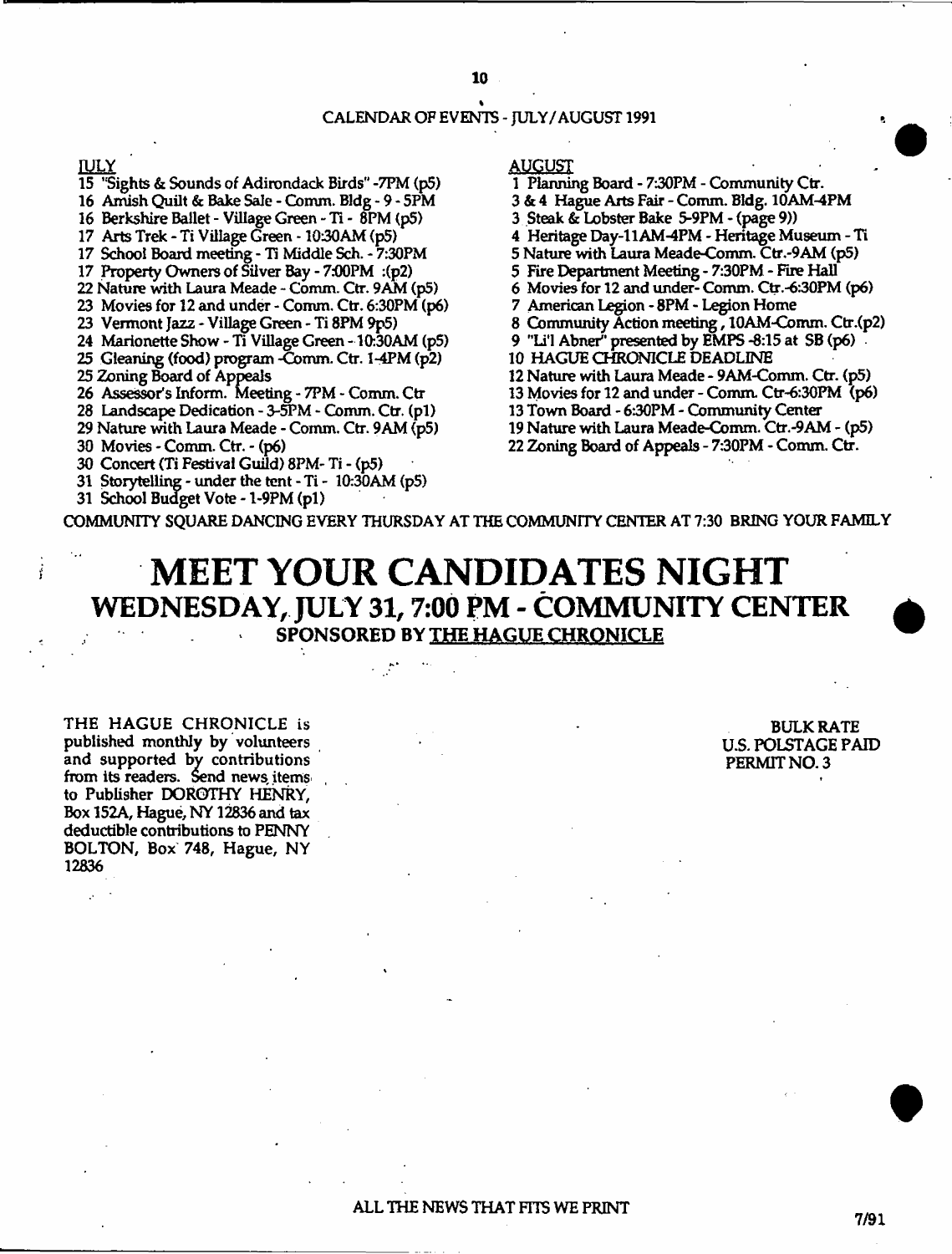## CALENDAR OF EVENTS - JULY/AUGUST 1991

JULY

15 "Sights & Sounds of Adirondack Birds" -7PM (p5)
16 Amish Quilt & Bake Sale - Comm. Bldg - 9 - 5PM
16 Berkshire Ballet - Village Green - Ti - 8PM (p5)
17 Arts Trek - Ti Village Green - 10:30AM (p5)
17 School Board meeting - Ti Middle Sch. - 7:30PM
17 Property Owners of Silver Bay - 7:00PM :(p2)
22 Nature with Laura Meade - Comm. Ctr. 9AM (p5)
23 Movies for 12 and under - Comm. Ctr. 6:30PM (p6)
23 Vermont Jazz - Village Green - Ti 8PM 9p5)
24 Marionette Show - Ti Village Green - 10:30AM (p5)
25 Gleaning (food) program -Comm. Ctr. 1-4PM (p2)
25 Zoning Board of Appeals
26 Assessor's Inform. Meeting - 7PM - Comm. Ctr
28 Landscape Dedication - 3-5PM - Comm. Ctr. (p1)
29 Nature with Laura Meade - Comm. Ctr. 9AM (p5)
30 Movies - Comm. Ctr. - (p6)
30 Concert (Ti Festival Guild) 8PM- Ti - (p5)
31 Storytelling - under the tent - Ti - 10:30AM (p5)
31 School Budget Vote - 1-9PM (p1)

AUGUST

1 Planning Board - 7:30PM - Community Ctr.
3 & 4 Hague Arts Fair - Comm. Bldg. 10AM-4PM
3 Steak & Lobster Bake 5-9PM - (page 9))
4 Heritage Day-11AM-4PM - Heritage Museum - Ti
5 Nature with Laura Meade-Comm. Ctr.-9AM (p5)
5 Fire Department Meeting - 7:30PM - Fire Hall
6 Movies for 12 and under- Comm. Ctr.-6:30PM (p6)
7 American Legion - 8PM - Legion Home
8 Community Action meeting, 10AM-Comm. Ctr.(p2)
9 "Li'l Abner" presented by EMPS -8:15 at SB (p6)
10 HAGUE CHRONICLE DEADLINE
12 Nature with Laura Meade - 9AM-Comm. Ctr. (p5)
13 Movies for 12 and under - Comm. Ctr-6:30PM (p6)
13 Town Board - 6:30PM - Community Center
19 Nature with Laura Meade-Comm. Ctr.-9AM - (p5)
22 Zoning Board of Appeals - 7:30PM - Comm. Ctr.

COMMUNITY SQUARE DANCING EVERY THURSDAY AT THE COMMUNITY CENTER AT 7:30 BRING YOUR FAMILY

# MEET YOUR CANDIDATES NIGHT

## WEDNESDAY, JULY 31, 7:00 PM - COMMUNITY CENTER

### SPONSORED BY THE HAGUE CHRONICLE

THE HAGUE CHRONICLE is published monthly by volunteers and supported by contributions from its readers. Send news items to Publisher DOROTHY HENRY, Box 152A, Hague, NY 12836 and tax deductible contributions to PENNY BOLTON, Box 748, Hague, NY 12836

BULK RATE
U.S. POLSTAGE PAID
PERMIT NO. 3

ALL THE NEWS THAT FITS WE PRINT

7/91